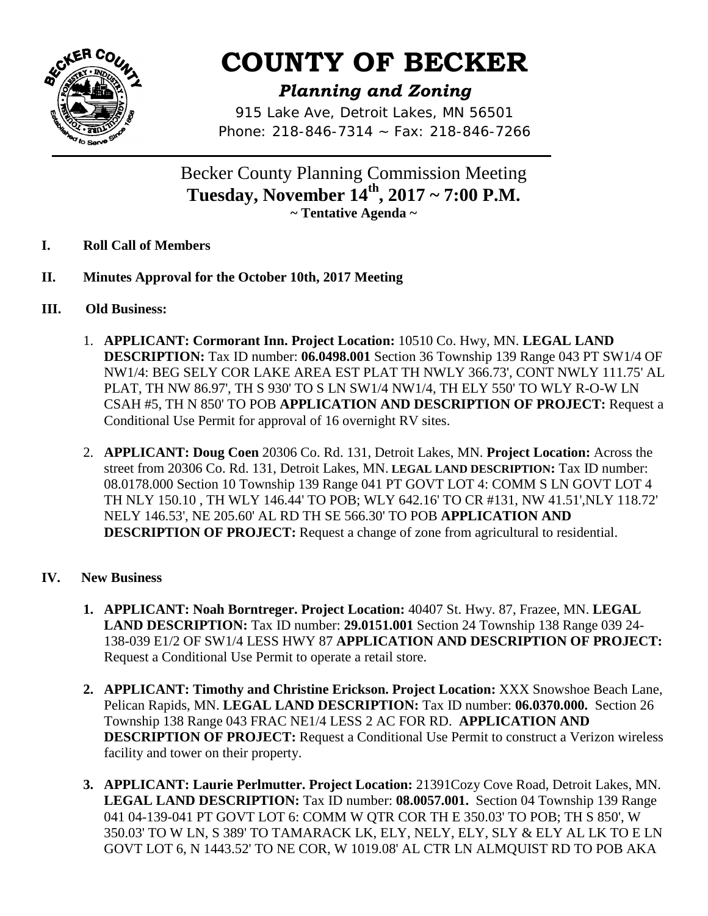# COUNTY OF BECKER

## *Planning and Zoning*

915 Lake Ave, Detroit Lakes, MN 56501
Phone: 218-846-7314 ~ Fax: 218-846-7266

Becker County Planning Commission Meeting
**Tuesday, November 14th, 2017 ~ 7:00 P.M.**
**~ Tentative Agenda ~**

**I. Roll Call of Members**

**II. Minutes Approval for the October 10th, 2017 Meeting**

**III. Old Business:**

1. **APPLICANT: Cormorant Inn. Project Location:** 10510 Co. Hwy, MN. **LEGAL LAND DESCRIPTION:** Tax ID number: **06.0498.001** Section 36 Township 139 Range 043 PT SW1/4 OF NW1/4: BEG SELY COR LAKE AREA EST PLAT TH NWLY 366.73', CONT NWLY 111.75' AL PLAT, TH NW 86.97', TH S 930' TO S LN SW1/4 NW1/4, TH ELY 550' TO WLY R-O-W LN CSAH #5, TH N 850' TO POB **APPLICATION AND DESCRIPTION OF PROJECT:** Request a Conditional Use Permit for approval of 16 overnight RV sites.

2. **APPLICANT: Doug Coen** 20306 Co. Rd. 131, Detroit Lakes, MN. **Project Location:** Across the street from 20306 Co. Rd. 131, Detroit Lakes, MN. **LEGAL LAND DESCRIPTION:** Tax ID number: 08.0178.000 Section 10 Township 139 Range 041 PT GOVT LOT 4: COMM S LN GOVT LOT 4 TH NLY 150.10 , TH WLY 146.44' TO POB; WLY 642.16' TO CR #131, NW 41.51',NLY 118.72' NELY 146.53', NE 205.60' AL RD TH SE 566.30' TO POB **APPLICATION AND DESCRIPTION OF PROJECT:** Request a change of zone from agricultural to residential.

**IV. New Business**

1. **APPLICANT: Noah Borntreger. Project Location:** 40407 St. Hwy. 87, Frazee, MN. **LEGAL LAND DESCRIPTION:** Tax ID number: **29.0151.001** Section 24 Township 138 Range 039 24-138-039 E1/2 OF SW1/4 LESS HWY 87 **APPLICATION AND DESCRIPTION OF PROJECT:** Request a Conditional Use Permit to operate a retail store.

2. **APPLICANT: Timothy and Christine Erickson. Project Location:** XXX Snowshoe Beach Lane, Pelican Rapids, MN. **LEGAL LAND DESCRIPTION:** Tax ID number: **06.0370.000.** Section 26 Township 138 Range 043 FRAC NE1/4 LESS 2 AC FOR RD. **APPLICATION AND DESCRIPTION OF PROJECT:** Request a Conditional Use Permit to construct a Verizon wireless facility and tower on their property.

3. **APPLICANT: Laurie Perlmutter. Project Location:** 21391Cozy Cove Road, Detroit Lakes, MN. **LEGAL LAND DESCRIPTION:** Tax ID number: **08.0057.001.** Section 04 Township 139 Range 041 04-139-041 PT GOVT LOT 6: COMM W QTR COR TH E 350.03' TO POB; TH S 850', W 350.03' TO W LN, S 389' TO TAMARACK LK, ELY, NELY, ELY, SLY & ELY AL LK TO E LN GOVT LOT 6, N 1443.52' TO NE COR, W 1019.08' AL CTR LN ALMQUIST RD TO POB AKA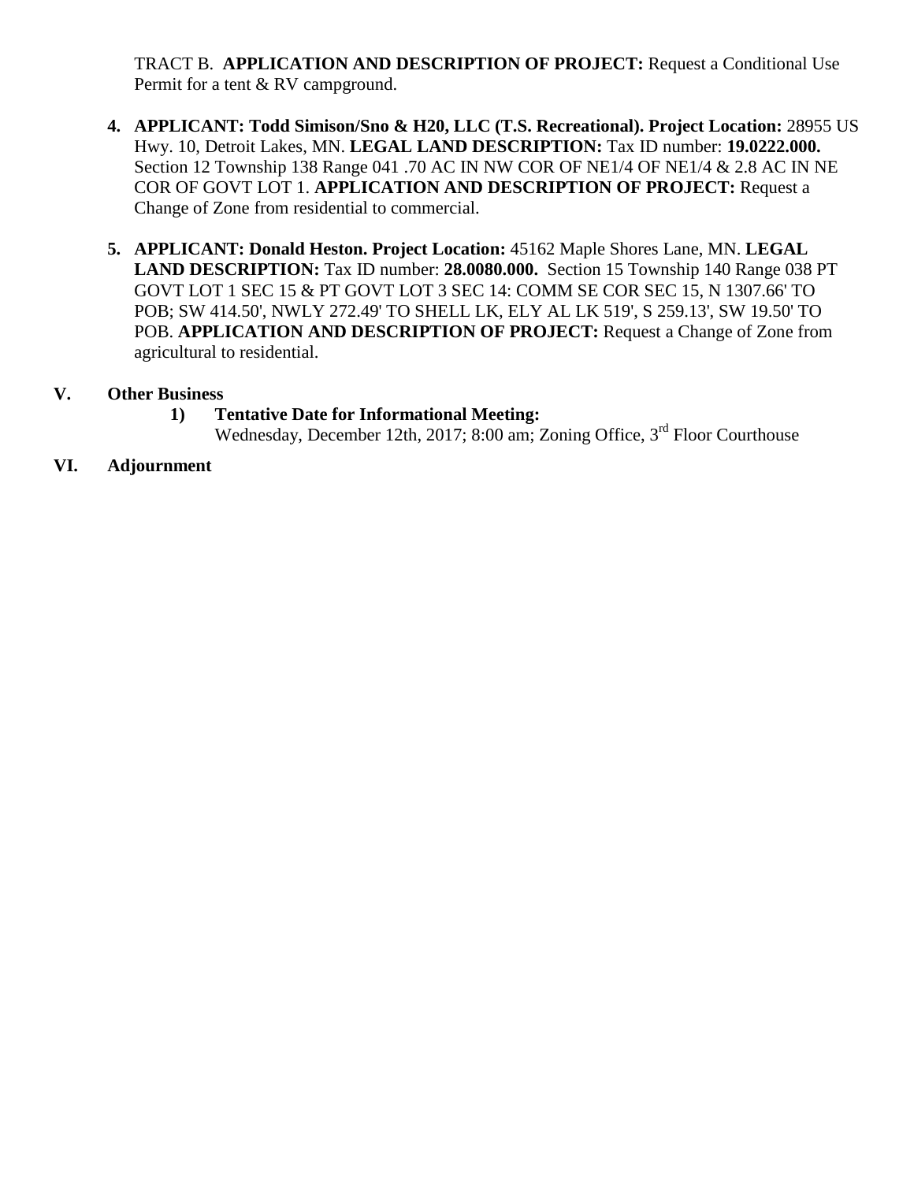TRACT B. **APPLICATION AND DESCRIPTION OF PROJECT:** Request a Conditional Use Permit for a tent & RV campground.

4. **APPLICANT: Todd Simison/Sno & H20, LLC (T.S. Recreational). Project Location:** 28955 US Hwy. 10, Detroit Lakes, MN. **LEGAL LAND DESCRIPTION:** Tax ID number: **19.0222.000.** Section 12 Township 138 Range 041 .70 AC IN NW COR OF NE1/4 OF NE1/4 & 2.8 AC IN NE COR OF GOVT LOT 1. **APPLICATION AND DESCRIPTION OF PROJECT:** Request a Change of Zone from residential to commercial.

5. **APPLICANT: Donald Heston. Project Location:** 45162 Maple Shores Lane, MN. **LEGAL LAND DESCRIPTION:** Tax ID number: **28.0080.000.** Section 15 Township 140 Range 038 PT GOVT LOT 1 SEC 15 & PT GOVT LOT 3 SEC 14: COMM SE COR SEC 15, N 1307.66' TO POB; SW 414.50', NWLY 272.49' TO SHELL LK, ELY AL LK 519', S 259.13', SW 19.50' TO POB. **APPLICATION AND DESCRIPTION OF PROJECT:** Request a Change of Zone from agricultural to residential.

## V. Other Business

1) **Tentative Date for Informational Meeting:**
   Wednesday, December 12th, 2017; 8:00 am; Zoning Office, 3rd Floor Courthouse

## VI. Adjournment